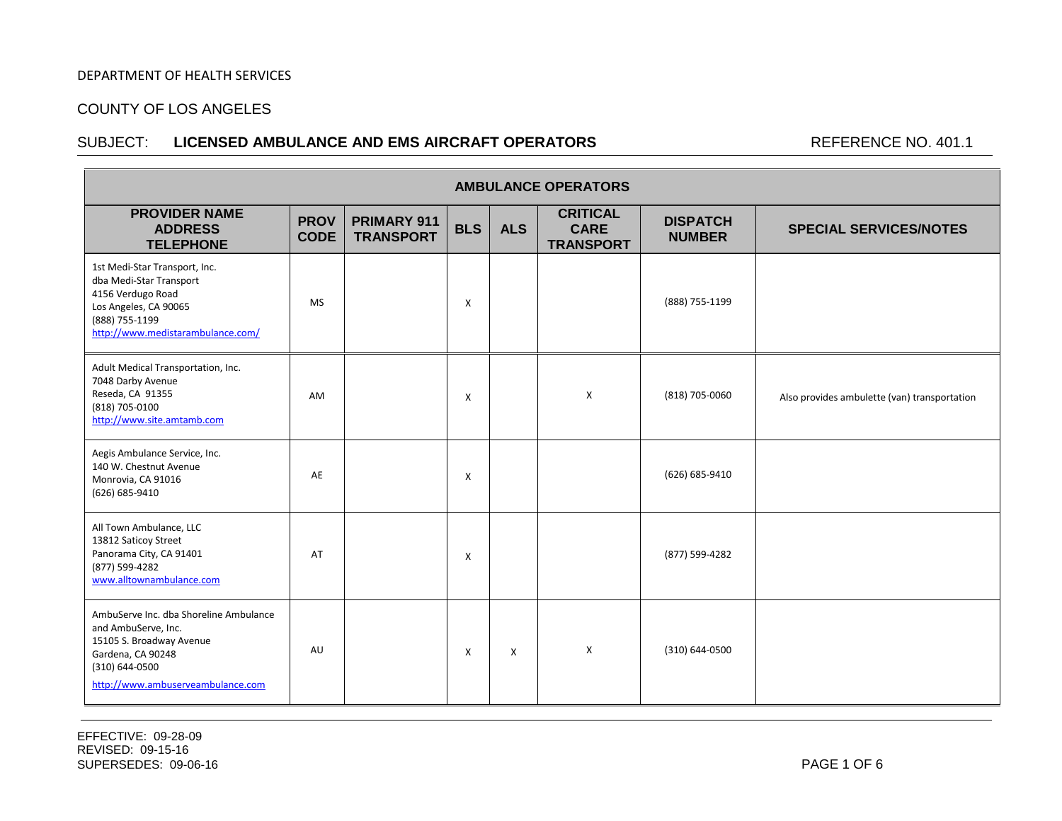DEPARTMENT OF HEALTH SERVICES

COUNTY OF LOS ANGELES

SUBJECT: **LICENSED AMBULANCE AND EMS AIRCRAFT OPERATORS** REFERENCE NO. 401.1

| **AMBULANCE OPERATORS** | | | | | | | |
|---|---|---|---|---|---|---|---|
| **PROVIDER NAME ADDRESS TELEPHONE** | **PROV CODE** | **PRIMARY 911 TRANSPORT** | **BLS** | **ALS** | **CRITICAL CARE TRANSPORT** | **DISPATCH NUMBER** | **SPECIAL SERVICES/NOTES** |
| 1st Medi-Star Transport, Inc.<br>dba Medi-Star Transport<br>4156 Verdugo Road<br>Los Angeles, CA 90065<br>(888) 755-1199<br>http://www.medistarambulance.com/ | MS | | X | | | (888) 755-1199 | |
| Adult Medical Transportation, Inc.<br>7048 Darby Avenue<br>Reseda, CA 91355<br>(818) 705-0100<br>http://www.site.amtamb.com | AM | | X | | X | (818) 705-0060 | Also provides ambulette (van) transportation |
| Aegis Ambulance Service, Inc.<br>140 W. Chestnut Avenue<br>Monrovia, CA 91016<br>(626) 685-9410 | AE | | X | | | (626) 685-9410 | |
| All Town Ambulance, LLC<br>13812 Saticoy Street<br>Panorama City, CA 91401<br>(877) 599-4282<br>www.alltownambulance.com | AT | | X | | | (877) 599-4282 | |
| AmbuServe Inc. dba Shoreline Ambulance and AmbuServe, Inc.<br>15105 S. Broadway Avenue<br>Gardena, CA 90248<br>(310) 644-0500<br>http://www.ambuserveambulance.com | AU | | X | X | X | (310) 644-0500 | |

EFFECTIVE: 09-28-09
REVISED: 09-15-16
SUPERSEDES: 09-06-16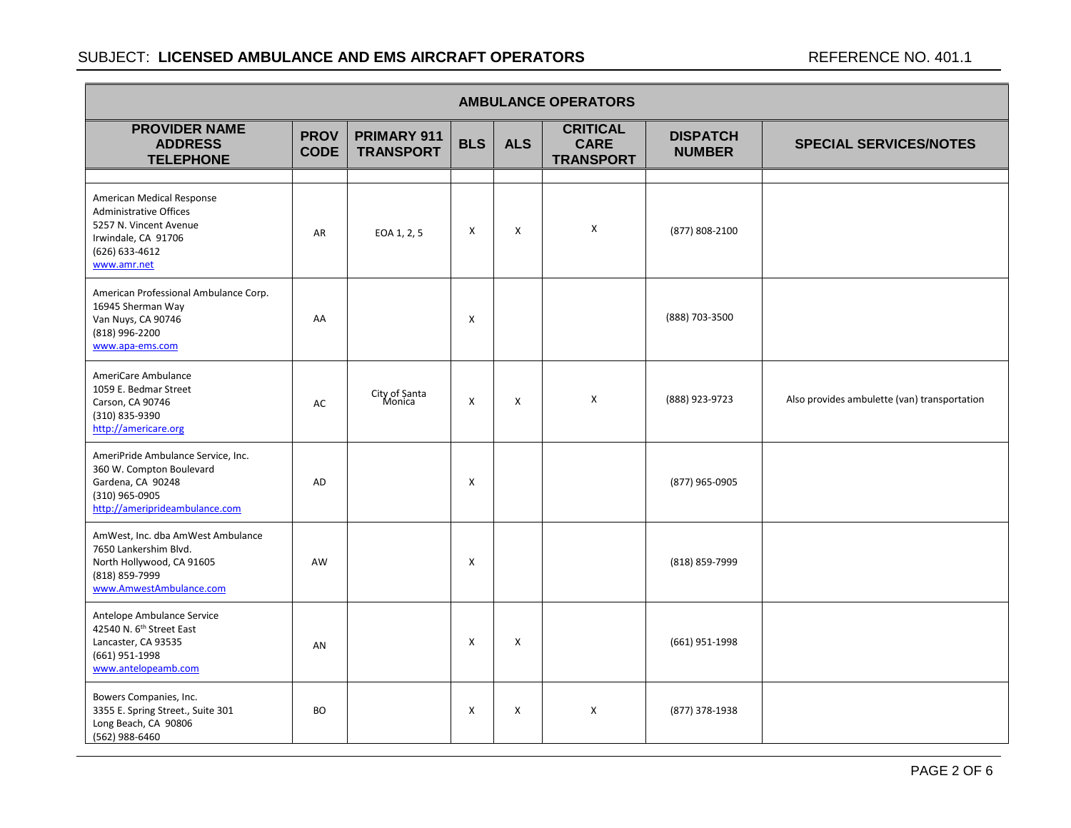| AMBULANCE OPERATORS | | | | | | | |
|---|---|---|---|---|---|---|---|
| **PROVIDER NAME ADDRESS TELEPHONE** | **PROV CODE** | **PRIMARY 911 TRANSPORT** | **BLS** | **ALS** | **CRITICAL CARE TRANSPORT** | **DISPATCH NUMBER** | **SPECIAL SERVICES/NOTES** |
| American Medical Response<br>Administrative Offices<br>5257 N. Vincent Avenue<br>Irwindale, CA 91706<br>(626) 633-4612<br>www.amr.net | AR | EOA 1, 2, 5 | X | X | X | (877) 808-2100 | |
| American Professional Ambulance Corp.<br>16945 Sherman Way<br>Van Nuys, CA 90746<br>(818) 996-2200<br>www.apa-ems.com | AA | | X | | | (888) 703-3500 | |
| AmeriCare Ambulance<br>1059 E. Bedmar Street<br>Carson, CA 90746<br>(310) 835-9390<br>http://americare.org | AC | City of Santa Monica | X | X | X | (888) 923-9723 | Also provides ambulette (van) transportation |
| AmeriPride Ambulance Service, Inc.<br>360 W. Compton Boulevard<br>Gardena, CA 90248<br>(310) 965-0905<br>http://amerirideambulance.com | AD | | X | | | (877) 965-0905 | |
| AmWest, Inc. dba AmWest Ambulance<br>7650 Lankershim Blvd.<br>North Hollywood, CA 91605<br>(818) 859-7999<br>www.AmwestAmbulance.com | AW | | X | | | (818) 859-7999 | |
| Antelope Ambulance Service<br>42540 N. 6th Street East<br>Lancaster, CA 93535<br>(661) 951-1998<br>www.antelopeamb.com | AN | | X | X | | (661) 951-1998 | |
| Bowers Companies, Inc.<br>3355 E. Spring Street., Suite 301<br>Long Beach, CA 90806<br>(562) 988-6460 | BO | | X | X | X | (877) 378-1938 | |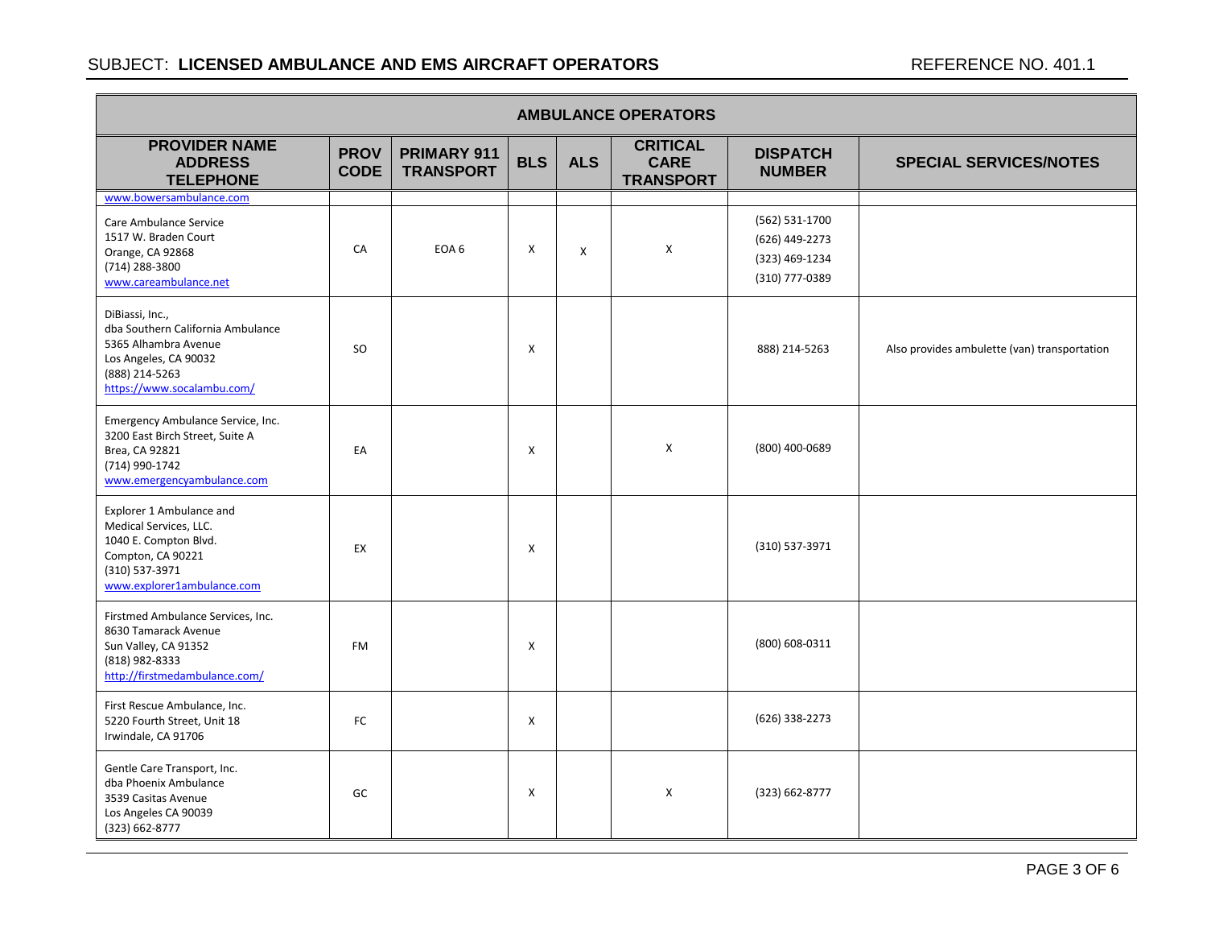| AMBULANCE OPERATORS | | | | | | | |
|---|---|---|---|---|---|---|---|
| **PROVIDER NAME ADDRESS TELEPHONE** | **PROV CODE** | **PRIMARY 911 TRANSPORT** | **BLS** | **ALS** | **CRITICAL CARE TRANSPORT** | **DISPATCH NUMBER** | **SPECIAL SERVICES/NOTES** |
| www.bowersambulance.com | | | | | | | |
| Care Ambulance Service<br>1517 W. Braden Court<br>Orange, CA 92868<br>(714) 288-3800<br>www.careambulance.net | CA | EOA 6 | X | X | X | (562) 531-1700<br>(626) 449-2273<br>(323) 469-1234<br>(310) 777-0389 | |
| DiBiassi, Inc.,<br>dba Southern California Ambulance<br>5365 Alhambra Avenue<br>Los Angeles, CA 90032<br>(888) 214-5263<br>https://www.socalambu.com/ | SO | | X | | | 888) 214-5263 | Also provides ambulette (van) transportation |
| Emergency Ambulance Service, Inc.<br>3200 East Birch Street, Suite A<br>Brea, CA 92821<br>(714) 990-1742<br>www.emergencyambulance.com | EA | | X | | X | (800) 400-0689 | |
| Explorer 1 Ambulance and Medical Services, LLC.<br>1040 E. Compton Blvd.<br>Compton, CA 90221<br>(310) 537-3971<br>www.explorer1ambulance.com | EX | | X | | | (310) 537-3971 | |
| Firstmed Ambulance Services, Inc.<br>8630 Tamarack Avenue<br>Sun Valley, CA 91352<br>(818) 982-8333<br>http://firstmedambulance.com/ | FM | | X | | | (800) 608-0311 | |
| First Rescue Ambulance, Inc.<br>5220 Fourth Street, Unit 18<br>Irwindale, CA 91706 | FC | | X | | | (626) 338-2273 | |
| Gentle Care Transport, Inc.<br>dba Phoenix Ambulance<br>3539 Casitas Avenue<br>Los Angeles CA 90039<br>(323) 662-8777 | GC | | X | | X | (323) 662-8777 | |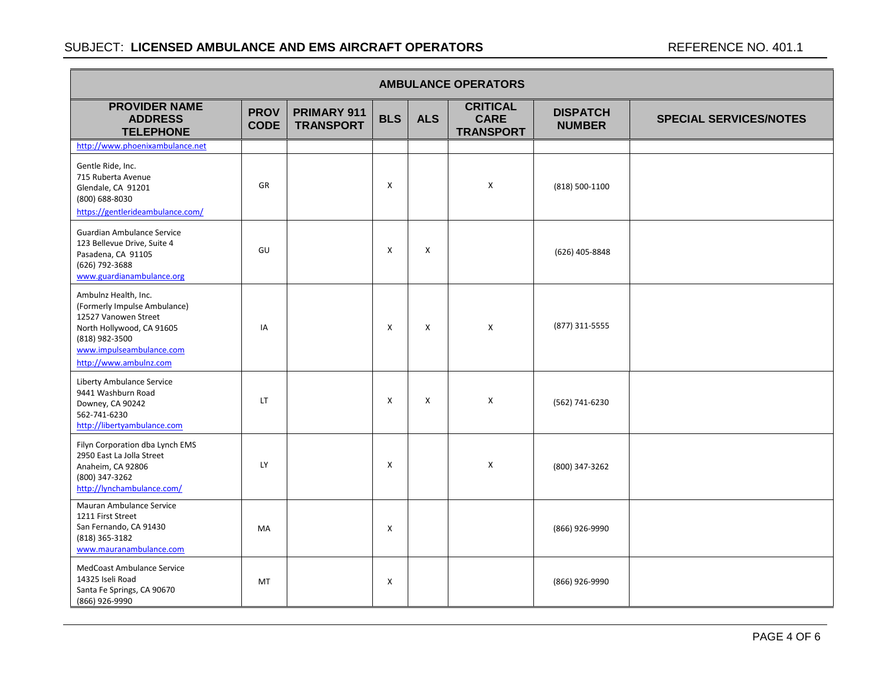| AMBULANCE OPERATORS | | | | | | | |
|---|---|---|---|---|---|---|---|
| **PROVIDER NAME ADDRESS TELEPHONE** | **PROV CODE** | **PRIMARY 911 TRANSPORT** | **BLS** | **ALS** | **CRITICAL CARE TRANSPORT** | **DISPATCH NUMBER** | **SPECIAL SERVICES/NOTES** |
| http://www.phoenixambulance.net | | | | | | | |
| Gentle Ride, Inc.<br>715 Ruberta Avenue<br>Glendale, CA 91201<br>(800) 688-8030<br>https://gentlerideambulance.com/ | GR | | X | | X | (818) 500-1100 | |
| Guardian Ambulance Service<br>123 Bellevue Drive, Suite 4<br>Pasadena, CA 91105<br>(626) 792-3688<br>www.guardianambulance.org | GU | | X | X | | (626) 405-8848 | |
| Ambulnz Health, Inc.<br>(Formerly Impulse Ambulance)<br>12527 Vanowen Street<br>North Hollywood, CA 91605<br>(818) 982-3500<br>www.impulseambulance.com<br>http://www.ambulnz.com | IA | | X | X | X | (877) 311-5555 | |
| Liberty Ambulance Service<br>9441 Washburn Road<br>Downey, CA 90242<br>562-741-6230<br>http://libertyambulance.com | LT | | X | X | X | (562) 741-6230 | |
| Filyn Corporation dba Lynch EMS<br>2950 East La Jolla Street<br>Anaheim, CA 92806<br>(800) 347-3262<br>http://lynchambulance.com/ | LY | | X | | X | (800) 347-3262 | |
| Mauran Ambulance Service<br>1211 First Street<br>San Fernando, CA 91430<br>(818) 365-3182<br>www.mauranambulance.com | MA | | X | | | (866) 926-9990 | |
| MedCoast Ambulance Service<br>14325 Iseli Road<br>Santa Fe Springs, CA 90670<br>(866) 926-9990 | MT | | X | | | (866) 926-9990 | |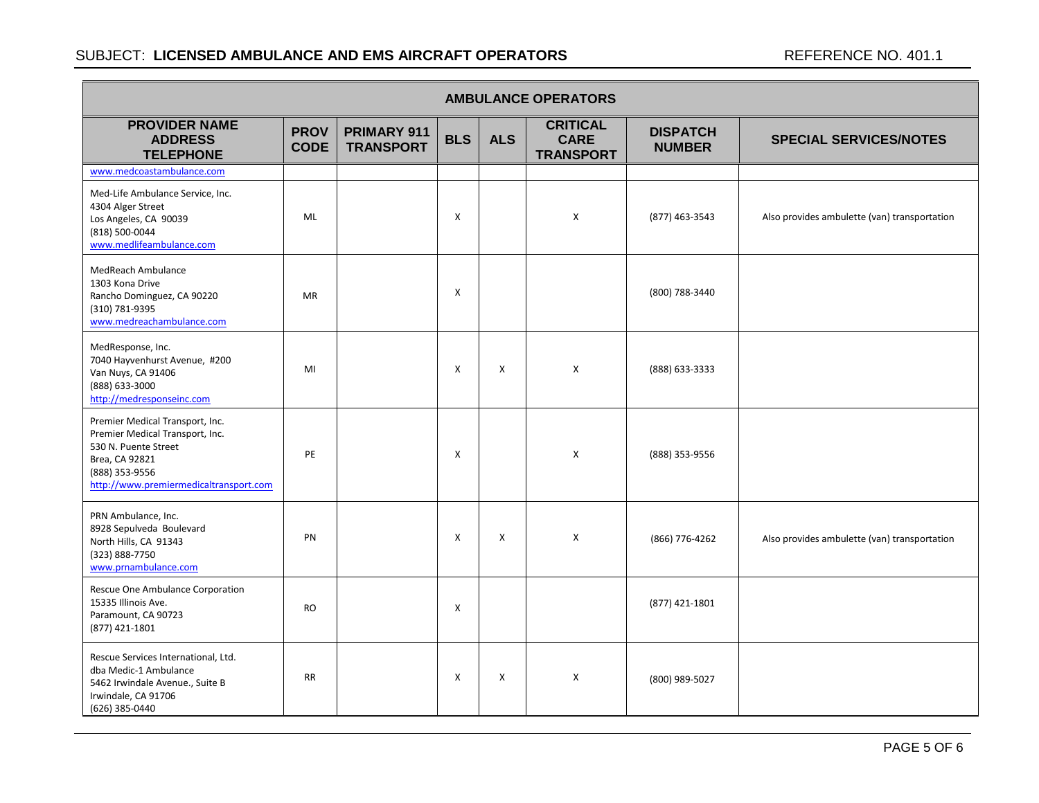| AMBULANCE OPERATORS | | | | | | | |
|---|---|---|---|---|---|---|---|
| **PROVIDER NAME ADDRESS TELEPHONE** | **PROV CODE** | **PRIMARY 911 TRANSPORT** | **BLS** | **ALS** | **CRITICAL CARE TRANSPORT** | **DISPATCH NUMBER** | **SPECIAL SERVICES/NOTES** |
| www.medcoastambulance.com | | | | | | | |
| Med-Life Ambulance Service, Inc.<br>4304 Alger Street<br>Los Angeles, CA 90039<br>(818) 500-0044<br>www.medlifeambulance.com | ML | | X | | X | (877) 463-3543 | Also provides ambulette (van) transportation |
| MedReach Ambulance<br>1303 Kona Drive<br>Rancho Dominguez, CA 90220<br>(310) 781-9395<br>www.medreachambulance.com | MR | | X | | | (800) 788-3440 | |
| MedResponse, Inc.<br>7040 Hayvenhurst Avenue, #200<br>Van Nuys, CA 91406<br>(888) 633-3000<br>http://medresponseinc.com | MI | | X | X | X | (888) 633-3333 | |
| Premier Medical Transport, Inc.<br>Premier Medical Transport, Inc.<br>530 N. Puente Street<br>Brea, CA 92821<br>(888) 353-9556<br>http://www.premiermedicaltransport.com | PE | | X | | X | (888) 353-9556 | |
| PRN Ambulance, Inc.<br>8928 Sepulveda Boulevard<br>North Hills, CA 91343<br>(323) 888-7750<br>www.prnambulance.com | PN | | X | X | X | (866) 776-4262 | Also provides ambulette (van) transportation |
| Rescue One Ambulance Corporation<br>15335 Illinois Ave.<br>Paramount, CA 90723<br>(877) 421-1801 | RO | | X | | | (877) 421-1801 | |
| Rescue Services International, Ltd.<br>dba Medic-1 Ambulance<br>5462 Irwindale Avenue., Suite B<br>Irwindale, CA 91706<br>(626) 385-0440 | RR | | X | X | X | (800) 989-5027 | |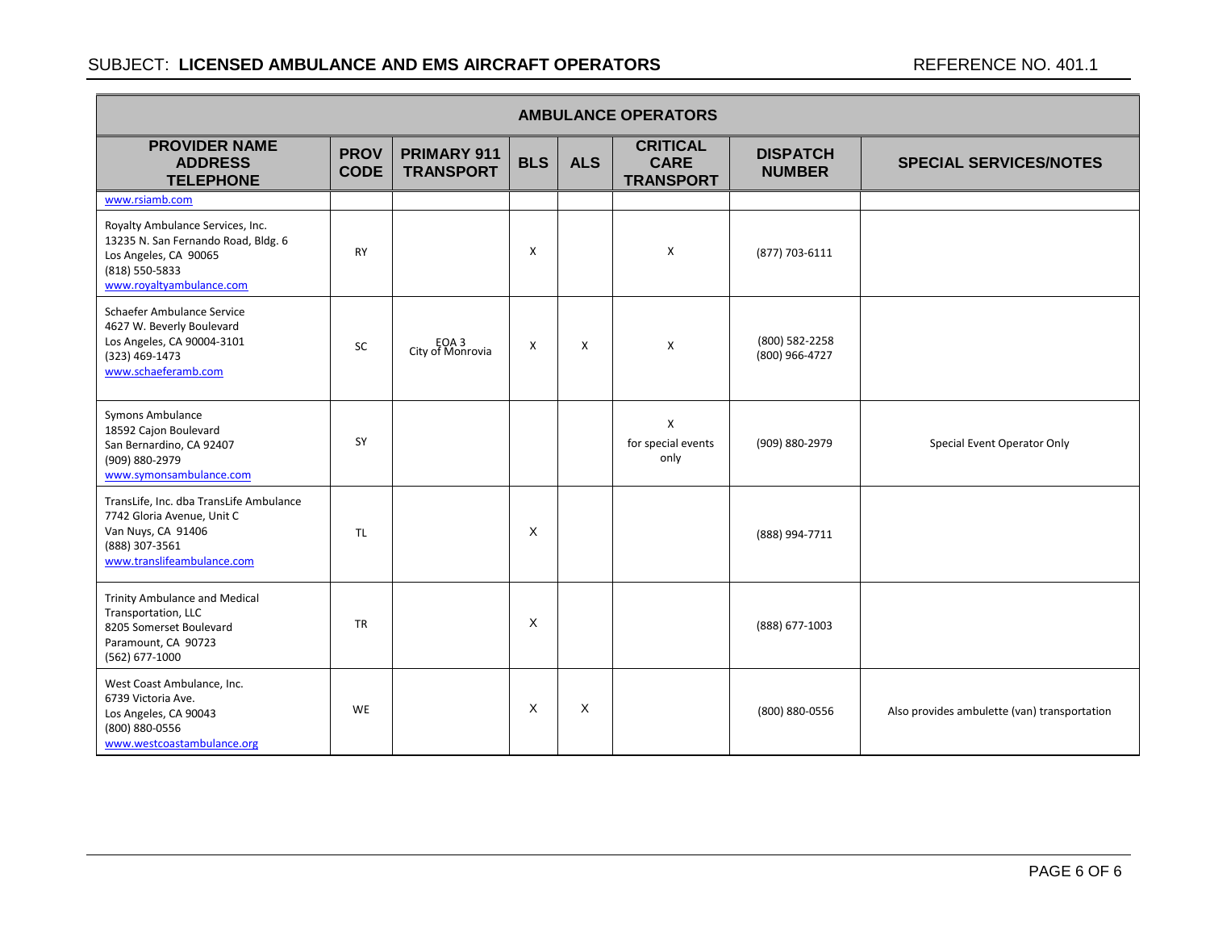## SUBJECT: LICENSED AMBULANCE AND EMS AIRCRAFT OPERATORS

REFERENCE NO. 401.1

| AMBULANCE OPERATORS | | | | | | | |
|---|---|---|---|---|---|---|---|
| **PROVIDER NAME ADDRESS TELEPHONE** | **PROV CODE** | **PRIMARY 911 TRANSPORT** | **BLS** | **ALS** | **CRITICAL CARE TRANSPORT** | **DISPATCH NUMBER** | **SPECIAL SERVICES/NOTES** |
| www.rsiamb.com | | | | | | | |
| Royalty Ambulance Services, Inc.<br>13235 N. San Fernando Road, Bldg. 6<br>Los Angeles, CA 90065<br>(818) 550-5833<br>www.royaltyambulance.com | RY | | X | | X | (877) 703-6111 | |
| Schaefer Ambulance Service<br>4627 W. Beverly Boulevard<br>Los Angeles, CA 90004-3101<br>(323) 469-1473<br>www.schaeferamb.com | SC | EOA 3<br>City of Monrovia | X | X | X | (800) 582-2258<br>(800) 966-4727 | |
| Symons Ambulance<br>18592 Cajon Boulevard<br>San Bernardino, CA 92407<br>(909) 880-2979<br>www.symonsambulance.com | SY | | | | X<br>for special events only | (909) 880-2979 | Special Event Operator Only |
| TransLife, Inc. dba TransLife Ambulance<br>7742 Gloria Avenue, Unit C<br>Van Nuys, CA 91406<br>(888) 307-3561<br>www.translifeambulance.com | TL | | X | | | (888) 994-7711 | |
| Trinity Ambulance and Medical Transportation, LLC<br>8205 Somerset Boulevard<br>Paramount, CA 90723<br>(562) 677-1000 | TR | | X | | | (888) 677-1003 | |
| West Coast Ambulance, Inc.<br>6739 Victoria Ave.<br>Los Angeles, CA 90043<br>(800) 880-0556<br>www.westcoastambulance.org | WE | | X | X | | (800) 880-0556 | Also provides ambulette (van) transportation |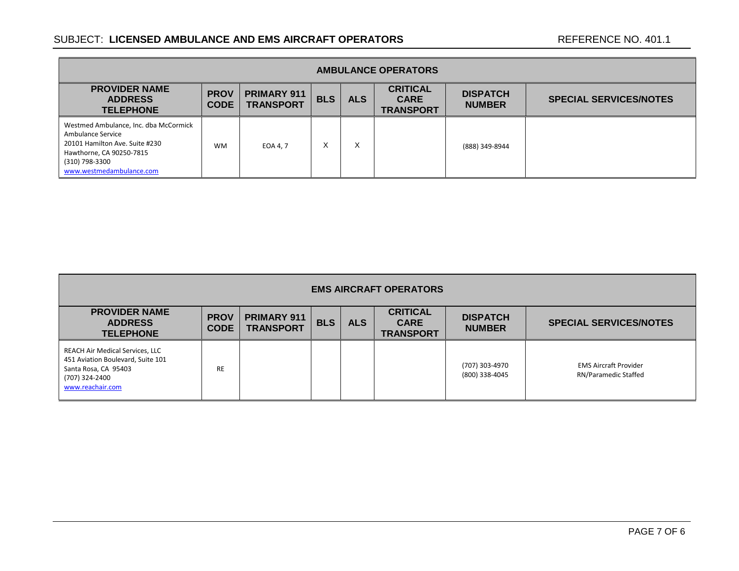| AMBULANCE OPERATORS | | | | | | | |
|---|---|---|---|---|---|---|---|
| **PROVIDER NAME ADDRESS TELEPHONE** | **PROV CODE** | **PRIMARY 911 TRANSPORT** | **BLS** | **ALS** | **CRITICAL CARE TRANSPORT** | **DISPATCH NUMBER** | **SPECIAL SERVICES/NOTES** |
| Westmed Ambulance, Inc. dba McCormick Ambulance Service<br>20101 Hamilton Ave. Suite #230<br>Hawthorne, CA 90250-7815<br>(310) 798-3300<br>www.westmedambulance.com | WM | EOA 4, 7 | X | X | | (888) 349-8944 | |

| EMS AIRCRAFT OPERATORS | | | | | | | |
|---|---|---|---|---|---|---|---|
| **PROVIDER NAME ADDRESS TELEPHONE** | **PROV CODE** | **PRIMARY 911 TRANSPORT** | **BLS** | **ALS** | **CRITICAL CARE TRANSPORT** | **DISPATCH NUMBER** | **SPECIAL SERVICES/NOTES** |
| REACH Air Medical Services, LLC<br>451 Aviation Boulevard, Suite 101<br>Santa Rosa, CA 95403<br>(707) 324-2400<br>www.reachair.com | RE | | | | | (707) 303-4970<br>(800) 338-4045 | EMS Aircraft Provider<br>RN/Paramedic Staffed |